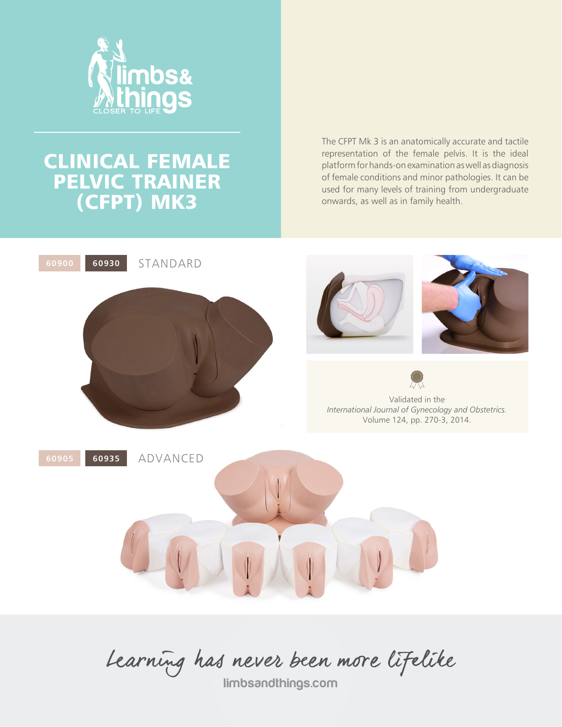limbs& things

CLOSER TO LIFE

# CLINICAL FEMALE PELVIC TRAINER (CFPT) MK3

The CFPT Mk 3 is an anatomically accurate and tactile representation of the female pelvis. It is the ideal platform for hands-on examination as well as diagnosis of female conditions and minor pathologies. It can be used for many levels of training from undergraduate onwards, as well as in family health.

60900 60930 STANDARD

Validated in the *International Journal of Gynecology and Obstetrics.* Volume 124, pp. 270-3, 2014.

60905 60935 ADVANCED

Learning has never been more lifelike

limbsandthings.com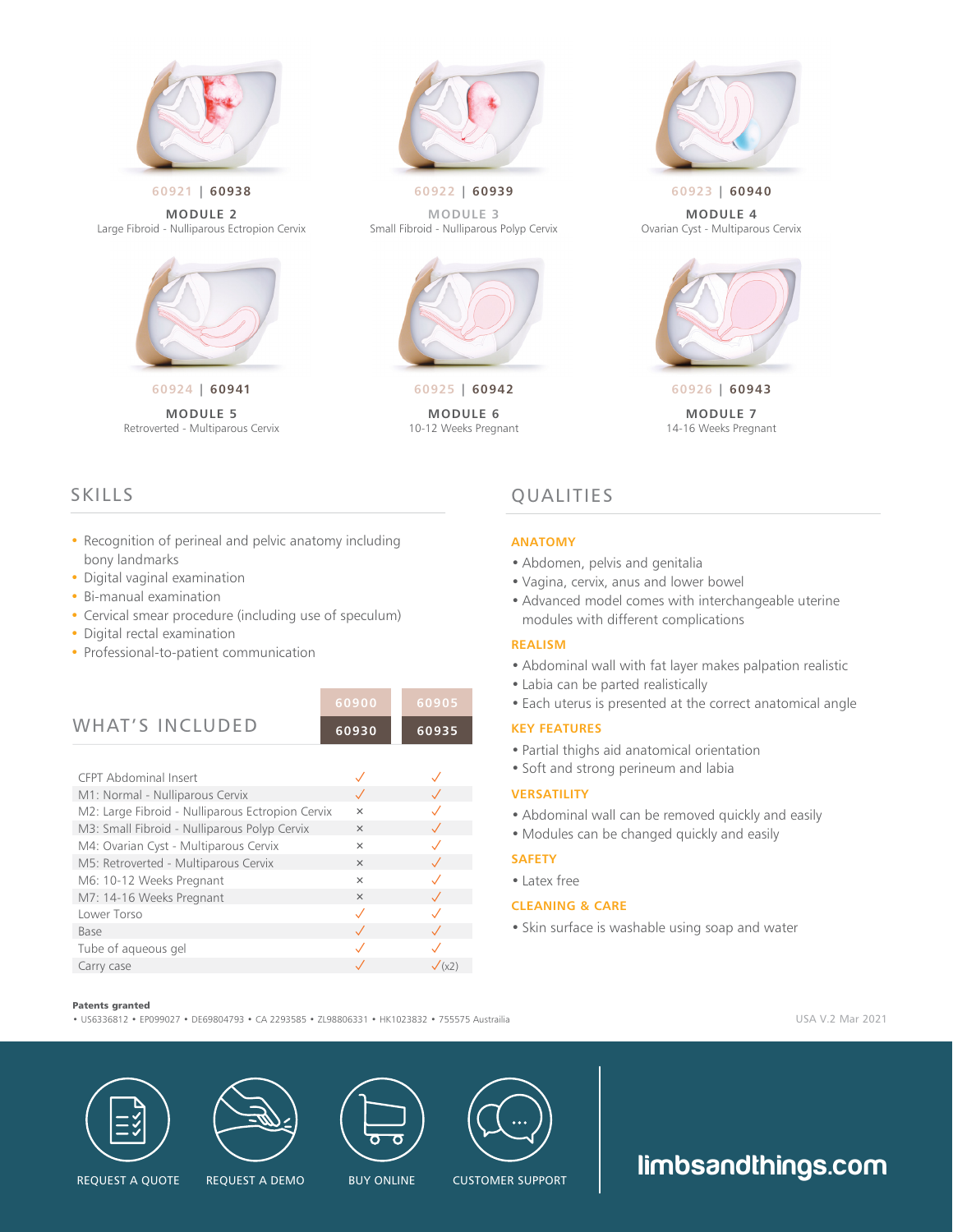60921 | 60938

**MODULE 2**
Large Fibroid - Nulliparous Ectropion Cervix

60922 | 60939

**MODULE 3**
Small Fibroid - Nulliparous Polyp Cervix

60923 | 60940

**MODULE 4**
Ovarian Cyst - Multiparous Cervix

60924 | 60941

**MODULE 5**
Retroverted - Multiparous Cervix

60925 | 60942

**MODULE 6**
10-12 Weeks Pregnant

60926 | 60943

**MODULE 7**
14-16 Weeks Pregnant

## SKILLS

- Recognition of perineal and pelvic anatomy including bony landmarks
- Digital vaginal examination
- Bi-manual examination
- Cervical smear procedure (including use of speculum)
- Digital rectal examination
- Professional-to-patient communication

## WHAT'S INCLUDED

| | 60900 / 60930 | 60905 / 60935 |
|---|---|---|
| CFPT Abdominal Insert | ✓ | ✓ |
| M1: Normal - Nulliparous Cervix | ✓ | ✓ |
| M2: Large Fibroid - Nulliparous Ectropion Cervix | × | ✓ |
| M3: Small Fibroid - Nulliparous Polyp Cervix | × | ✓ |
| M4: Ovarian Cyst - Multiparous Cervix | × | ✓ |
| M5: Retroverted - Multiparous Cervix | × | ✓ |
| M6: 10-12 Weeks Pregnant | × | ✓ |
| M7: 14-16 Weeks Pregnant | × | ✓ |
| Lower Torso | ✓ | ✓ |
| Base | ✓ | ✓ |
| Tube of aqueous gel | ✓ | ✓ |
| Carry case | ✓ | ✓(x2) |

## QUALITIES

### ANATOMY

- Abdomen, pelvis and genitalia
- Vagina, cervix, anus and lower bowel
- Advanced model comes with interchangeable uterine modules with different complications

### REALISM

- Abdominal wall with fat layer makes palpation realistic
- Labia can be parted realistically
- Each uterus is presented at the correct anatomical angle

### KEY FEATURES

- Partial thighs aid anatomical orientation
- Soft and strong perineum and labia

### VERSATILITY

- Abdominal wall can be removed quickly and easily
- Modules can be changed quickly and easily

### SAFETY

- Latex free

### CLEANING & CARE

- Skin surface is washable using soap and water

**Patents granted**
• US6336812 • EP099027 • DE69804793 • CA 2293585 • ZL98806331 • HK1023832 • 755575 Austrailia

USA V.2 Mar 2021

REQUEST A QUOTE    REQUEST A DEMO    BUY ONLINE    CUSTOMER SUPPORT

limbsandthings.com